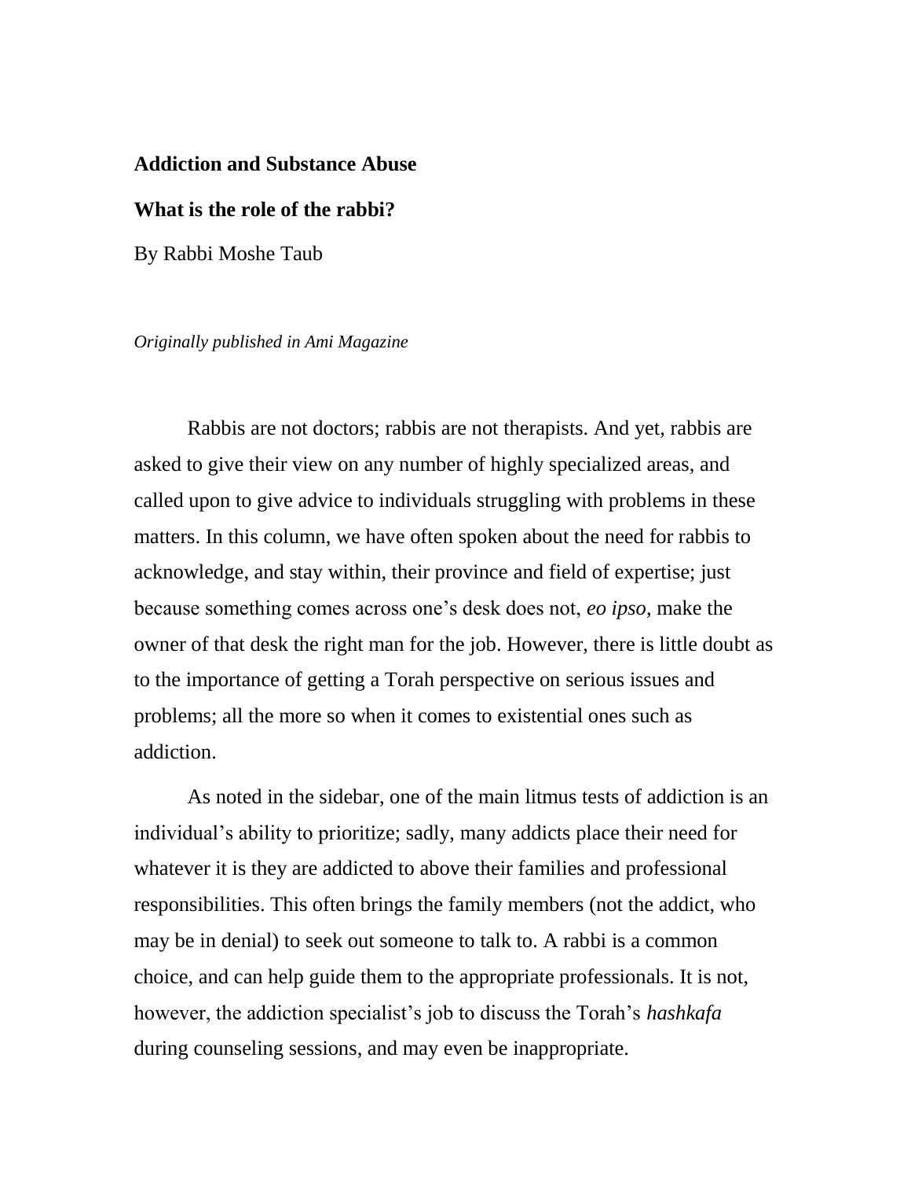# Addiction and Substance Abuse

## What is the role of the rabbi?

By Rabbi Moshe Taub

*Originally published in Ami Magazine*

Rabbis are not doctors; rabbis are not therapists. And yet, rabbis are asked to give their view on any number of highly specialized areas, and called upon to give advice to individuals struggling with problems in these matters. In this column, we have often spoken about the need for rabbis to acknowledge, and stay within, their province and field of expertise; just because something comes across one's desk does not, *eo ipso*, make the owner of that desk the right man for the job. However, there is little doubt as to the importance of getting a Torah perspective on serious issues and problems; all the more so when it comes to existential ones such as addiction.

As noted in the sidebar, one of the main litmus tests of addiction is an individual's ability to prioritize; sadly, many addicts place their need for whatever it is they are addicted to above their families and professional responsibilities. This often brings the family members (not the addict, who may be in denial) to seek out someone to talk to. A rabbi is a common choice, and can help guide them to the appropriate professionals. It is not, however, the addiction specialist's job to discuss the Torah's *hashkafa* during counseling sessions, and may even be inappropriate.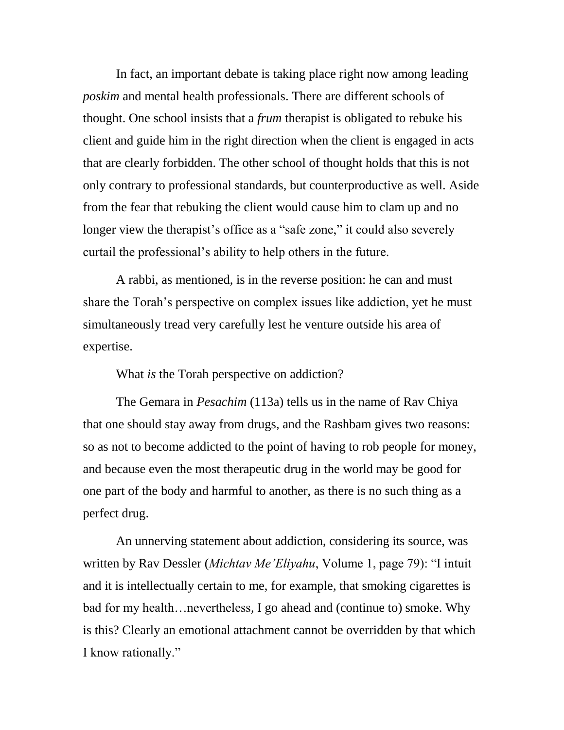In fact, an important debate is taking place right now among leading *poskim* and mental health professionals. There are different schools of thought. One school insists that a *frum* therapist is obligated to rebuke his client and guide him in the right direction when the client is engaged in acts that are clearly forbidden. The other school of thought holds that this is not only contrary to professional standards, but counterproductive as well. Aside from the fear that rebuking the client would cause him to clam up and no longer view the therapist's office as a "safe zone," it could also severely curtail the professional's ability to help others in the future.

A rabbi, as mentioned, is in the reverse position: he can and must share the Torah's perspective on complex issues like addiction, yet he must simultaneously tread very carefully lest he venture outside his area of expertise.

What *is* the Torah perspective on addiction?

The Gemara in *Pesachim* (113a) tells us in the name of Rav Chiya that one should stay away from drugs, and the Rashbam gives two reasons: so as not to become addicted to the point of having to rob people for money, and because even the most therapeutic drug in the world may be good for one part of the body and harmful to another, as there is no such thing as a perfect drug.

An unnerving statement about addiction, considering its source, was written by Rav Dessler (*Michtav Me'Eliyahu*, Volume 1, page 79): "I intuit and it is intellectually certain to me, for example, that smoking cigarettes is bad for my health…nevertheless, I go ahead and (continue to) smoke. Why is this? Clearly an emotional attachment cannot be overridden by that which I know rationally."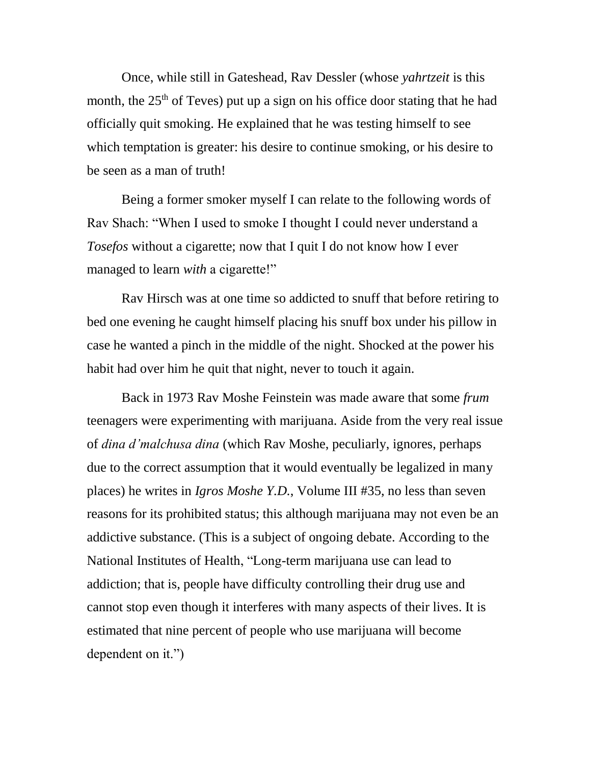Once, while still in Gateshead, Rav Dessler (whose *yahrtzeit* is this month, the 25th of Teves) put up a sign on his office door stating that he had officially quit smoking. He explained that he was testing himself to see which temptation is greater: his desire to continue smoking, or his desire to be seen as a man of truth!

Being a former smoker myself I can relate to the following words of Rav Shach: "When I used to smoke I thought I could never understand a *Tosefos* without a cigarette; now that I quit I do not know how I ever managed to learn *with* a cigarette!"

Rav Hirsch was at one time so addicted to snuff that before retiring to bed one evening he caught himself placing his snuff box under his pillow in case he wanted a pinch in the middle of the night. Shocked at the power his habit had over him he quit that night, never to touch it again.

Back in 1973 Rav Moshe Feinstein was made aware that some *frum* teenagers were experimenting with marijuana. Aside from the very real issue of *dina d'malchusa dina* (which Rav Moshe, peculiarly, ignores, perhaps due to the correct assumption that it would eventually be legalized in many places) he writes in *Igros Moshe Y.D.*, Volume III #35, no less than seven reasons for its prohibited status; this although marijuana may not even be an addictive substance. (This is a subject of ongoing debate. According to the National Institutes of Health, "Long-term marijuana use can lead to addiction; that is, people have difficulty controlling their drug use and cannot stop even though it interferes with many aspects of their lives. It is estimated that nine percent of people who use marijuana will become dependent on it.")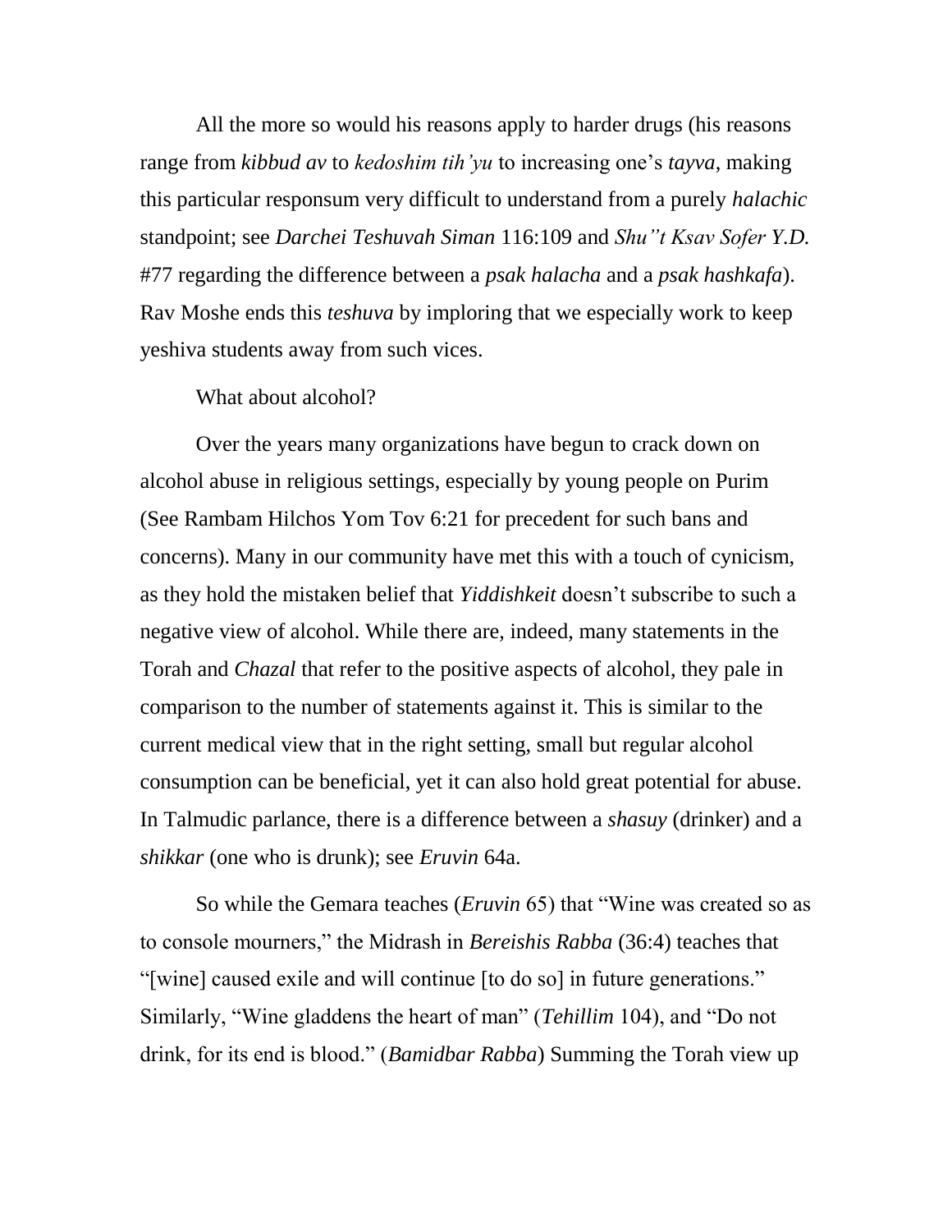All the more so would his reasons apply to harder drugs (his reasons range from *kibbud av* to *kedoshim tih'yu* to increasing one's *tayva*, making this particular responsum very difficult to understand from a purely *halachic* standpoint; see *Darchei Teshuvah Siman* 116:109 and *Shu"t Ksav Sofer Y.D.* #77 regarding the difference between a *psak halacha* and a *psak hashkafa*). Rav Moshe ends this *teshuva* by imploring that we especially work to keep yeshiva students away from such vices.

What about alcohol?

Over the years many organizations have begun to crack down on alcohol abuse in religious settings, especially by young people on Purim (See Rambam Hilchos Yom Tov 6:21 for precedent for such bans and concerns). Many in our community have met this with a touch of cynicism, as they hold the mistaken belief that *Yiddishkeit* doesn't subscribe to such a negative view of alcohol. While there are, indeed, many statements in the Torah and *Chazal* that refer to the positive aspects of alcohol, they pale in comparison to the number of statements against it. This is similar to the current medical view that in the right setting, small but regular alcohol consumption can be beneficial, yet it can also hold great potential for abuse. In Talmudic parlance, there is a difference between a *shasuy* (drinker) and a *shikkar* (one who is drunk); see *Eruvin* 64a.

So while the Gemara teaches (*Eruvin* 65) that "Wine was created so as to console mourners," the Midrash in *Bereishis Rabba* (36:4) teaches that "[wine] caused exile and will continue [to do so] in future generations." Similarly, "Wine gladdens the heart of man" (*Tehillim* 104), and "Do not drink, for its end is blood." (*Bamidbar Rabba*) Summing the Torah view up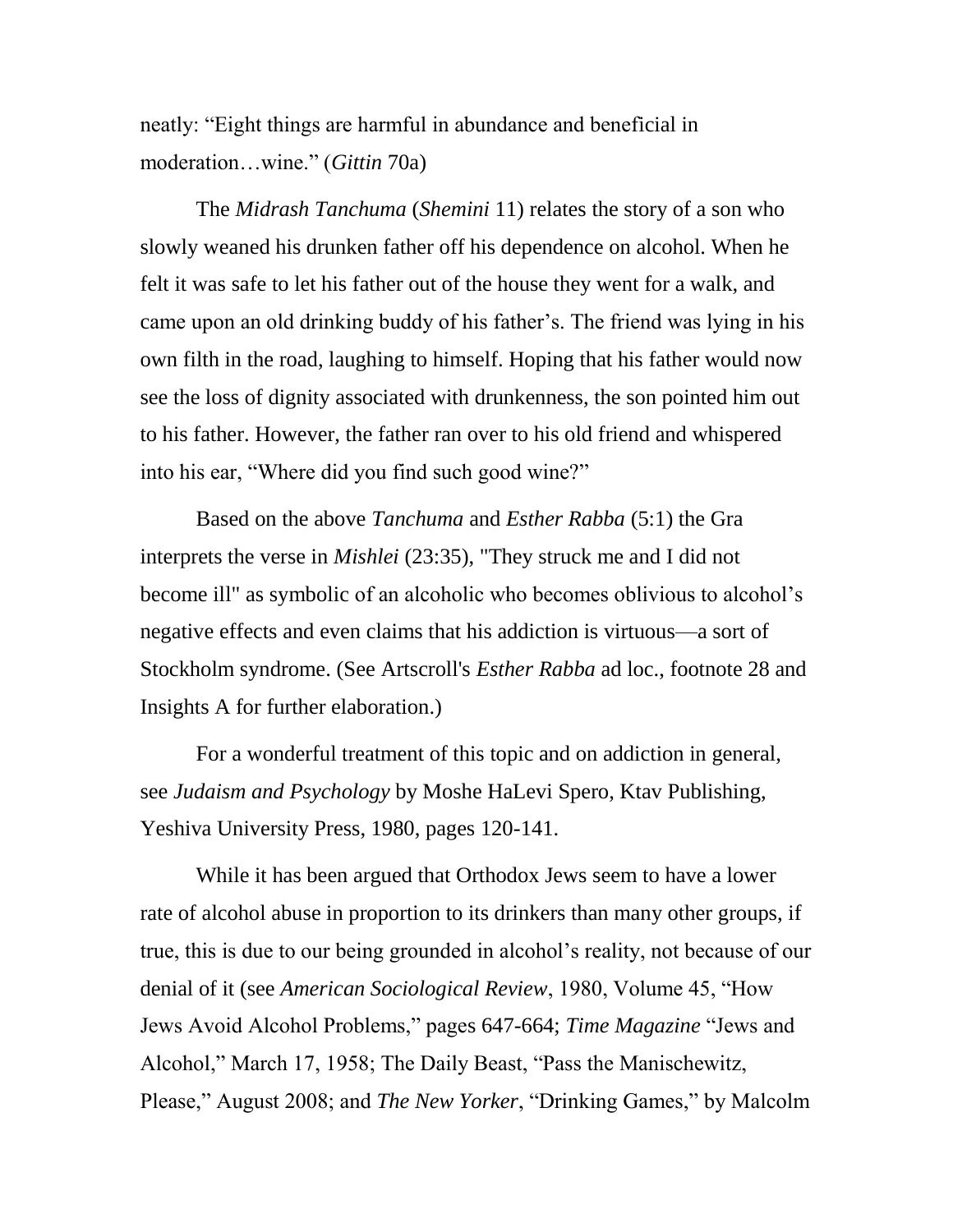neatly: "Eight things are harmful in abundance and beneficial in moderation…wine." (*Gittin* 70a)

The *Midrash Tanchuma* (*Shemini* 11) relates the story of a son who slowly weaned his drunken father off his dependence on alcohol. When he felt it was safe to let his father out of the house they went for a walk, and came upon an old drinking buddy of his father's. The friend was lying in his own filth in the road, laughing to himself. Hoping that his father would now see the loss of dignity associated with drunkenness, the son pointed him out to his father. However, the father ran over to his old friend and whispered into his ear, "Where did you find such good wine?"

Based on the above *Tanchuma* and *Esther Rabba* (5:1) the Gra interprets the verse in *Mishlei* (23:35), "They struck me and I did not become ill" as symbolic of an alcoholic who becomes oblivious to alcohol's negative effects and even claims that his addiction is virtuous—a sort of Stockholm syndrome. (See Artscroll's *Esther Rabba* ad loc., footnote 28 and Insights A for further elaboration.)

For a wonderful treatment of this topic and on addiction in general, see *Judaism and Psychology* by Moshe HaLevi Spero, Ktav Publishing, Yeshiva University Press, 1980, pages 120-141.

While it has been argued that Orthodox Jews seem to have a lower rate of alcohol abuse in proportion to its drinkers than many other groups, if true, this is due to our being grounded in alcohol's reality, not because of our denial of it (see *American Sociological Review*, 1980, Volume 45, "How Jews Avoid Alcohol Problems," pages 647-664; *Time Magazine* "Jews and Alcohol," March 17, 1958; The Daily Beast, "Pass the Manischewitz, Please," August 2008; and *The New Yorker*, "Drinking Games," by Malcolm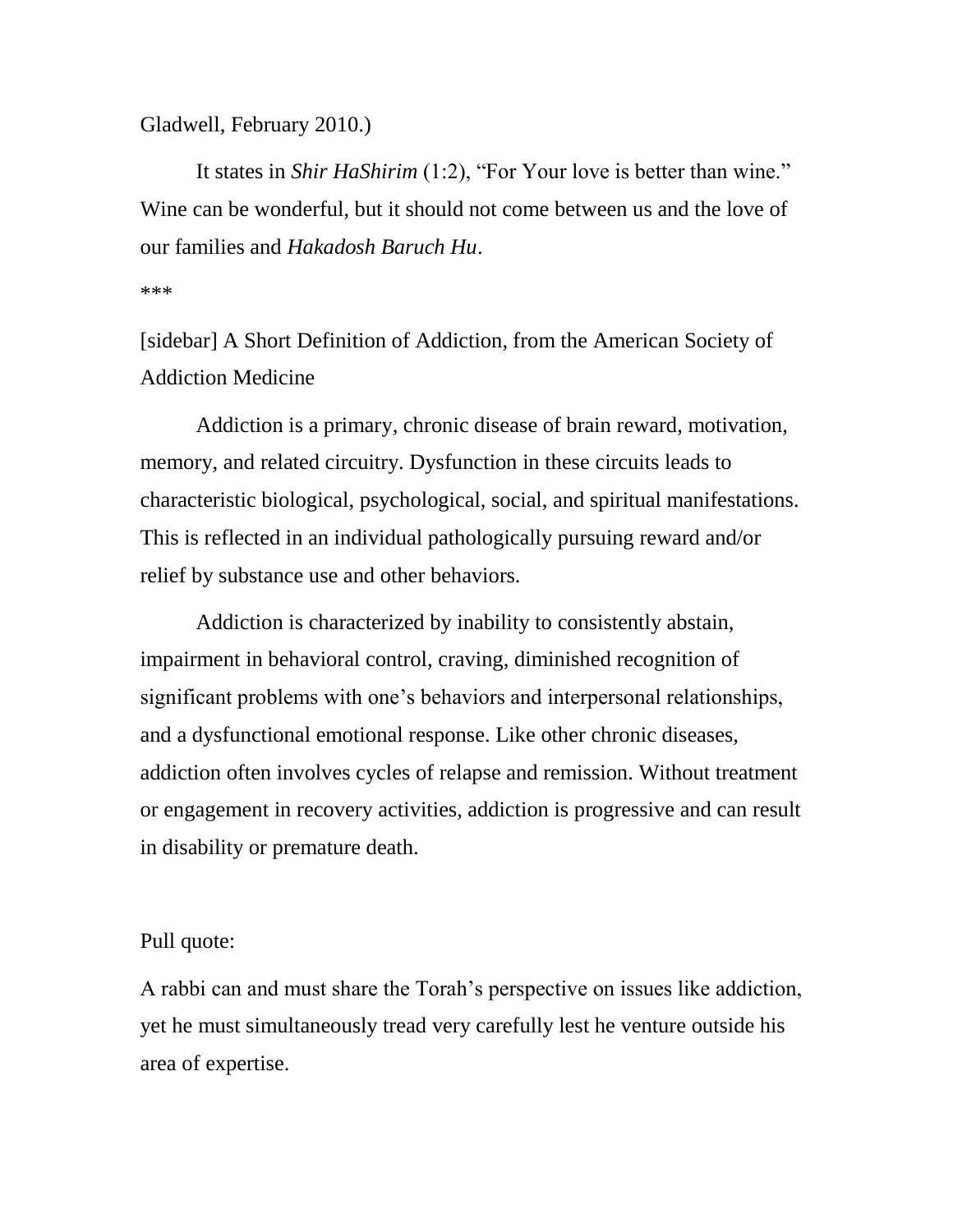Gladwell, February 2010.)

It states in *Shir HaShirim* (1:2), “For Your love is better than wine.” Wine can be wonderful, but it should not come between us and the love of our families and *Hakadosh Baruch Hu*.

***

[sidebar] A Short Definition of Addiction, from the American Society of Addiction Medicine

Addiction is a primary, chronic disease of brain reward, motivation, memory, and related circuitry. Dysfunction in these circuits leads to characteristic biological, psychological, social, and spiritual manifestations. This is reflected in an individual pathologically pursuing reward and/or relief by substance use and other behaviors.

Addiction is characterized by inability to consistently abstain, impairment in behavioral control, craving, diminished recognition of significant problems with one’s behaviors and interpersonal relationships, and a dysfunctional emotional response. Like other chronic diseases, addiction often involves cycles of relapse and remission. Without treatment or engagement in recovery activities, addiction is progressive and can result in disability or premature death.

Pull quote:

A rabbi can and must share the Torah’s perspective on issues like addiction, yet he must simultaneously tread very carefully lest he venture outside his area of expertise.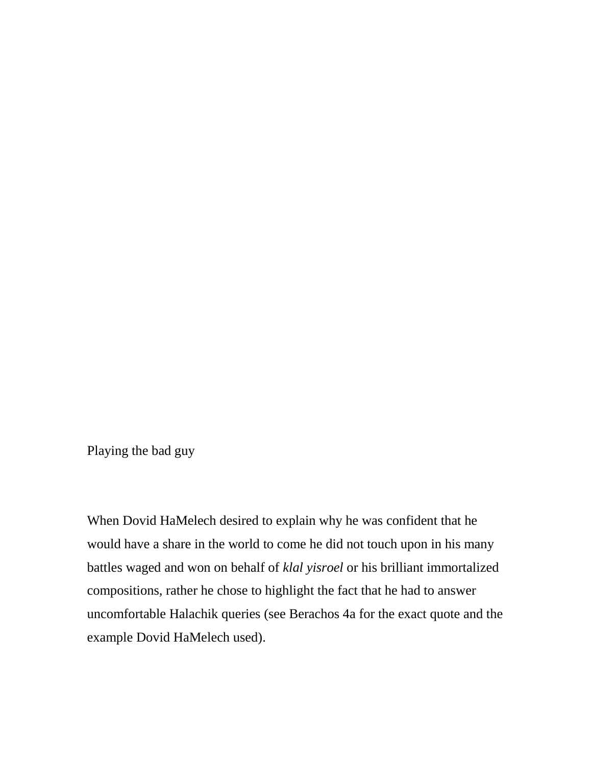Playing the bad guy

When Dovid HaMelech desired to explain why he was confident that he would have a share in the world to come he did not touch upon in his many battles waged and won on behalf of *klal yisroel* or his brilliant immortalized compositions, rather he chose to highlight the fact that he had to answer uncomfortable Halachik queries (see Berachos 4a for the exact quote and the example Dovid HaMelech used).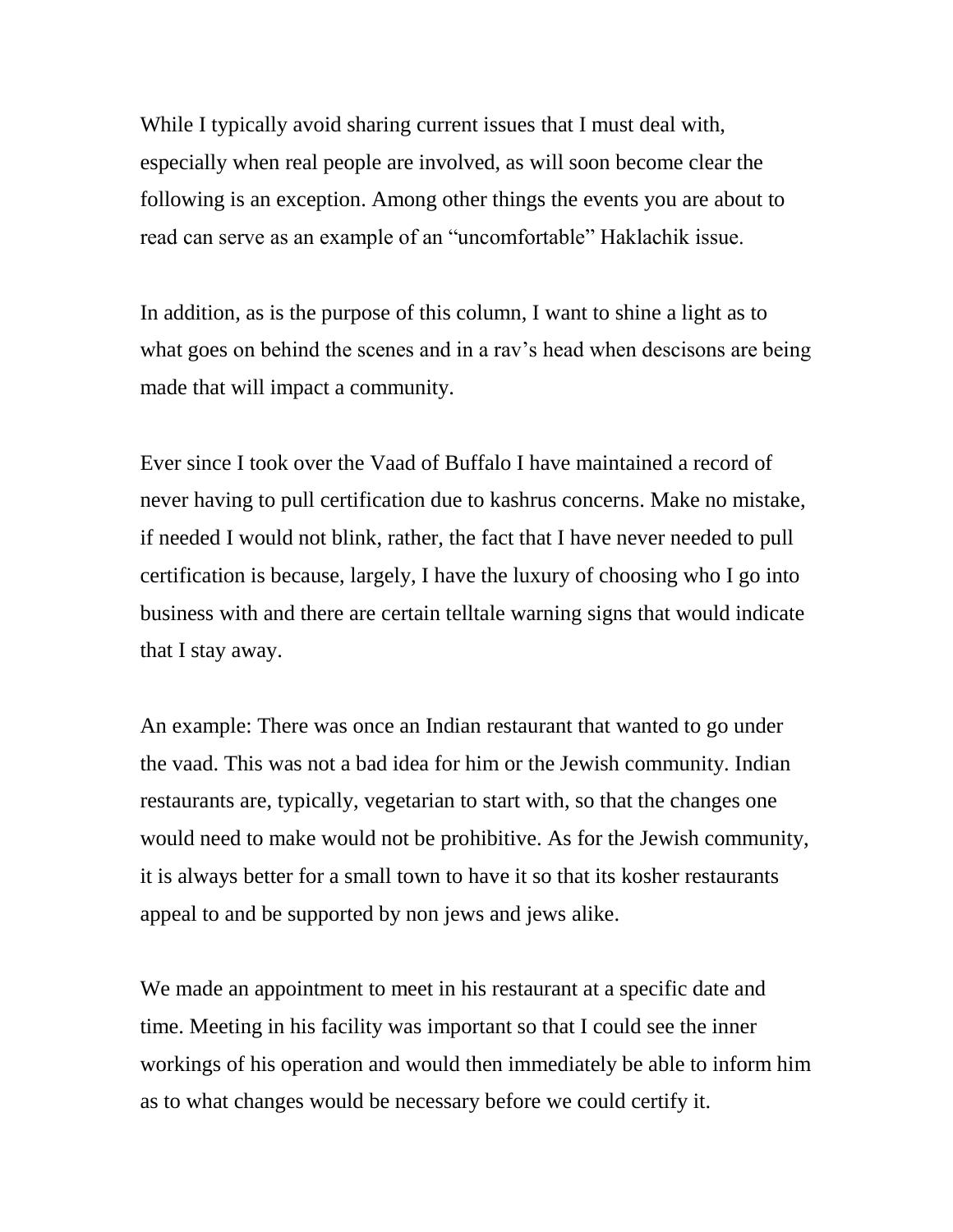While I typically avoid sharing current issues that I must deal with, especially when real people are involved, as will soon become clear the following is an exception. Among other things the events you are about to read can serve as an example of an "uncomfortable" Haklachik issue.

In addition, as is the purpose of this column, I want to shine a light as to what goes on behind the scenes and in a rav's head when descisons are being made that will impact a community.

Ever since I took over the Vaad of Buffalo I have maintained a record of never having to pull certification due to kashrus concerns. Make no mistake, if needed I would not blink, rather, the fact that I have never needed to pull certification is because, largely, I have the luxury of choosing who I go into business with and there are certain telltale warning signs that would indicate that I stay away.

An example: There was once an Indian restaurant that wanted to go under the vaad. This was not a bad idea for him or the Jewish community. Indian restaurants are, typically, vegetarian to start with, so that the changes one would need to make would not be prohibitive. As for the Jewish community, it is always better for a small town to have it so that its kosher restaurants appeal to and be supported by non jews and jews alike.

We made an appointment to meet in his restaurant at a specific date and time. Meeting in his facility was important so that I could see the inner workings of his operation and would then immediately be able to inform him as to what changes would be necessary before we could certify it.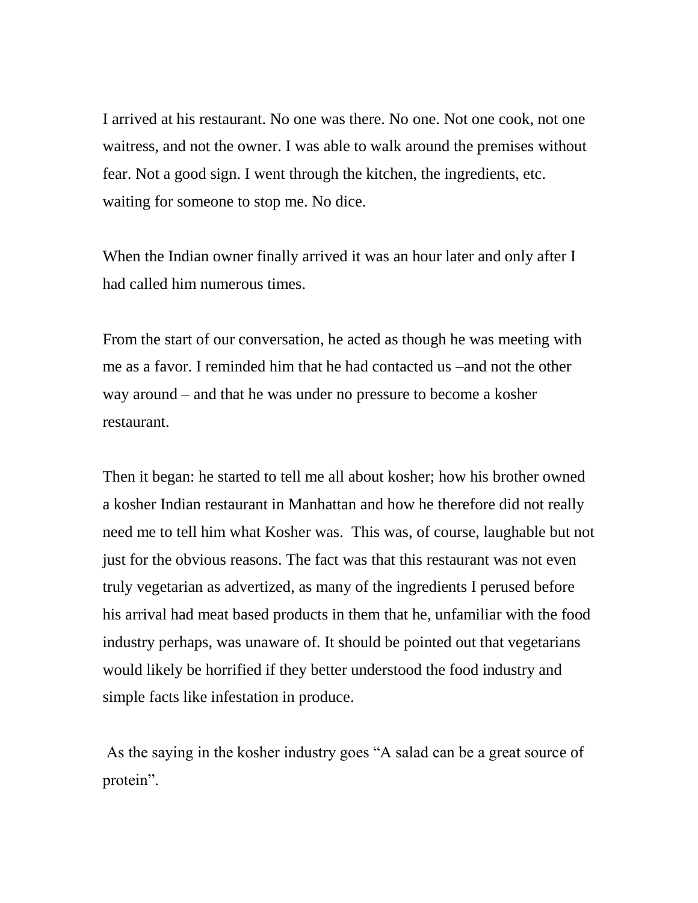I arrived at his restaurant. No one was there. No one. Not one cook, not one waitress, and not the owner. I was able to walk around the premises without fear. Not a good sign. I went through the kitchen, the ingredients, etc. waiting for someone to stop me. No dice.

When the Indian owner finally arrived it was an hour later and only after I had called him numerous times.

From the start of our conversation, he acted as though he was meeting with me as a favor. I reminded him that he had contacted us –and not the other way around – and that he was under no pressure to become a kosher restaurant.

Then it began: he started to tell me all about kosher; how his brother owned a kosher Indian restaurant in Manhattan and how he therefore did not really need me to tell him what Kosher was.  This was, of course, laughable but not just for the obvious reasons. The fact was that this restaurant was not even truly vegetarian as advertized, as many of the ingredients I perused before his arrival had meat based products in them that he, unfamiliar with the food industry perhaps, was unaware of. It should be pointed out that vegetarians would likely be horrified if they better understood the food industry and simple facts like infestation in produce.

As the saying in the kosher industry goes "A salad can be a great source of protein".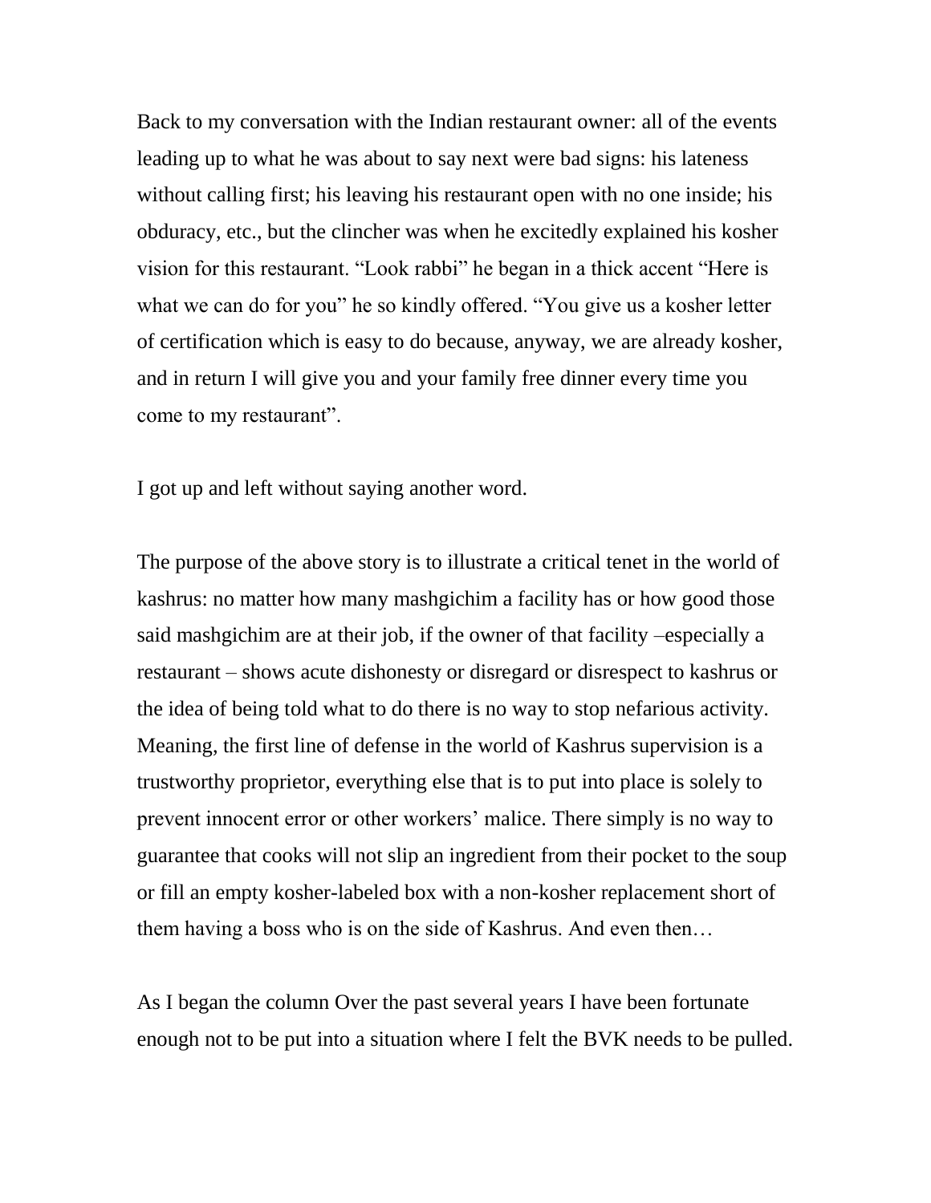Back to my conversation with the Indian restaurant owner: all of the events leading up to what he was about to say next were bad signs: his lateness without calling first; his leaving his restaurant open with no one inside; his obduracy, etc., but the clincher was when he excitedly explained his kosher vision for this restaurant. "Look rabbi" he began in a thick accent "Here is what we can do for you" he so kindly offered. "You give us a kosher letter of certification which is easy to do because, anyway, we are already kosher, and in return I will give you and your family free dinner every time you come to my restaurant".

I got up and left without saying another word.

The purpose of the above story is to illustrate a critical tenet in the world of kashrus: no matter how many mashgichim a facility has or how good those said mashgichim are at their job, if the owner of that facility –especially a restaurant – shows acute dishonesty or disregard or disrespect to kashrus or the idea of being told what to do there is no way to stop nefarious activity. Meaning, the first line of defense in the world of Kashrus supervision is a trustworthy proprietor, everything else that is to put into place is solely to prevent innocent error or other workers' malice. There simply is no way to guarantee that cooks will not slip an ingredient from their pocket to the soup or fill an empty kosher-labeled box with a non-kosher replacement short of them having a boss who is on the side of Kashrus. And even then…

As I began the column Over the past several years I have been fortunate enough not to be put into a situation where I felt the BVK needs to be pulled.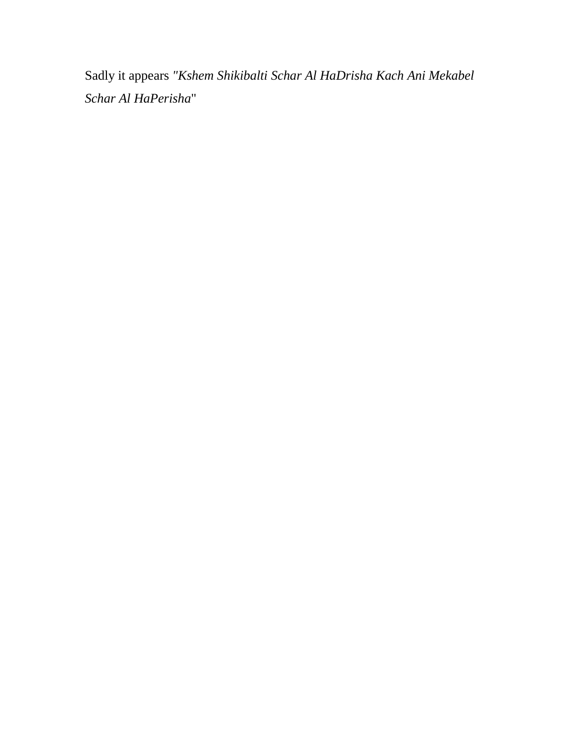Sadly it appears *"Kshem Shikibalti Schar Al HaDrisha Kach Ani Mekabel Schar Al HaPerisha*"